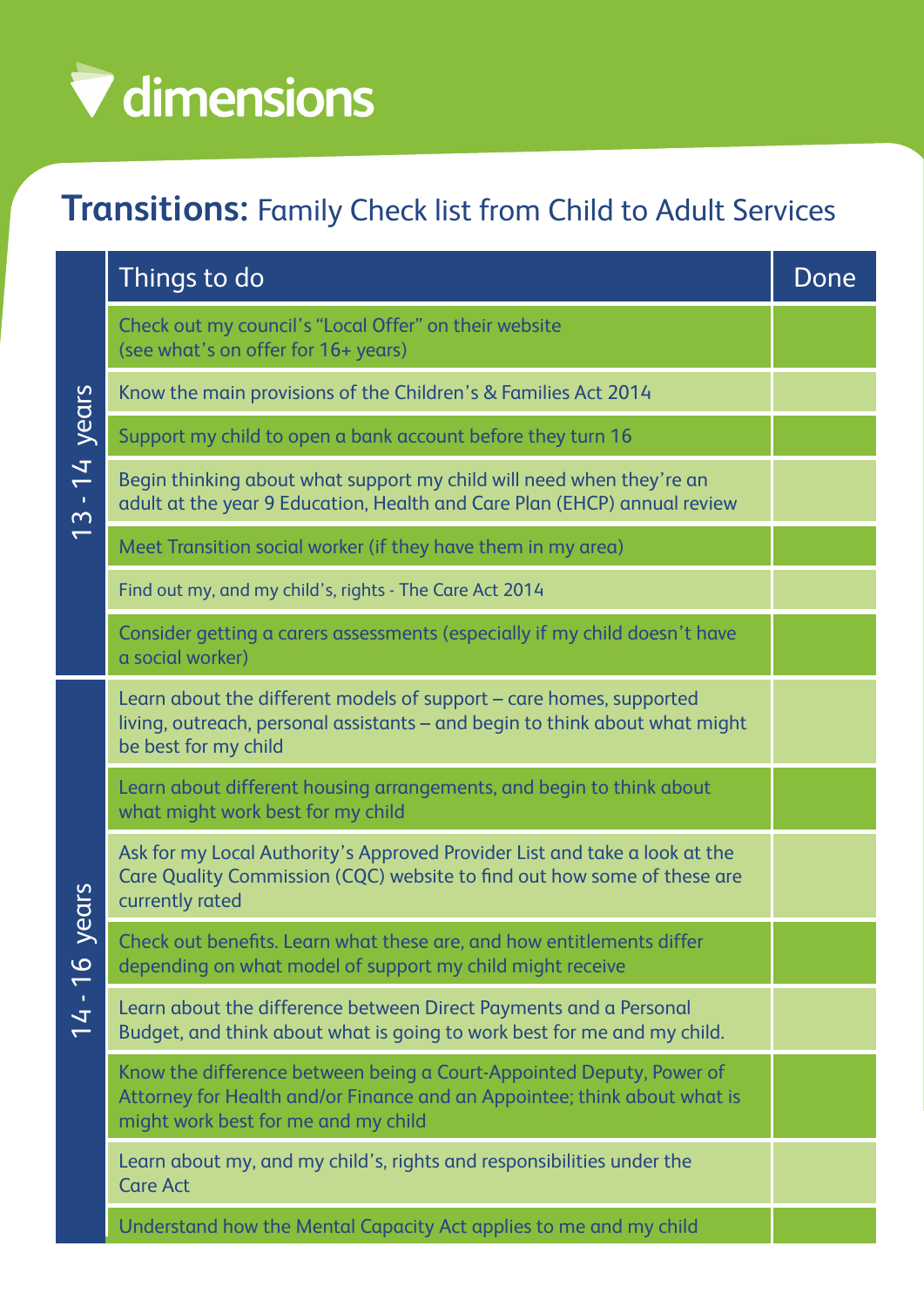dimensions

# **Transitions:** Family Check list from Child to Adult Services

| | Things to do | Done |
|---|---|---|
| 13 - 14 years | Check out my council's "Local Offer" on their website (see what's on offer for 16+ years) | |
| | Know the main provisions of the Children's & Families Act 2014 | |
| | Support my child to open a bank account before they turn 16 | |
| | Begin thinking about what support my child will need when they're an adult at the year 9 Education, Health and Care Plan (EHCP) annual review | |
| | Meet Transition social worker (if they have them in my area) | |
| | Find out my, and my child's, rights - The Care Act 2014 | |
| | Consider getting a carers assessments (especially if my child doesn't have a social worker) | |
| 14 - 16 years | Learn about the different models of support – care homes, supported living, outreach, personal assistants – and begin to think about what might be best for my child | |
| | Learn about different housing arrangements, and begin to think about what might work best for my child | |
| | Ask for my Local Authority's Approved Provider List and take a look at the Care Quality Commission (CQC) website to find out how some of these are currently rated | |
| | Check out benefits. Learn what these are, and how entitlements differ depending on what model of support my child might receive | |
| | Learn about the difference between Direct Payments and a Personal Budget, and think about what is going to work best for me and my child. | |
| | Know the difference between being a Court-Appointed Deputy, Power of Attorney for Health and/or Finance and an Appointee; think about what is might work best for me and my child | |
| | Learn about my, and my child's, rights and responsibilities under the Care Act | |
| | Understand how the Mental Capacity Act applies to me and my child | |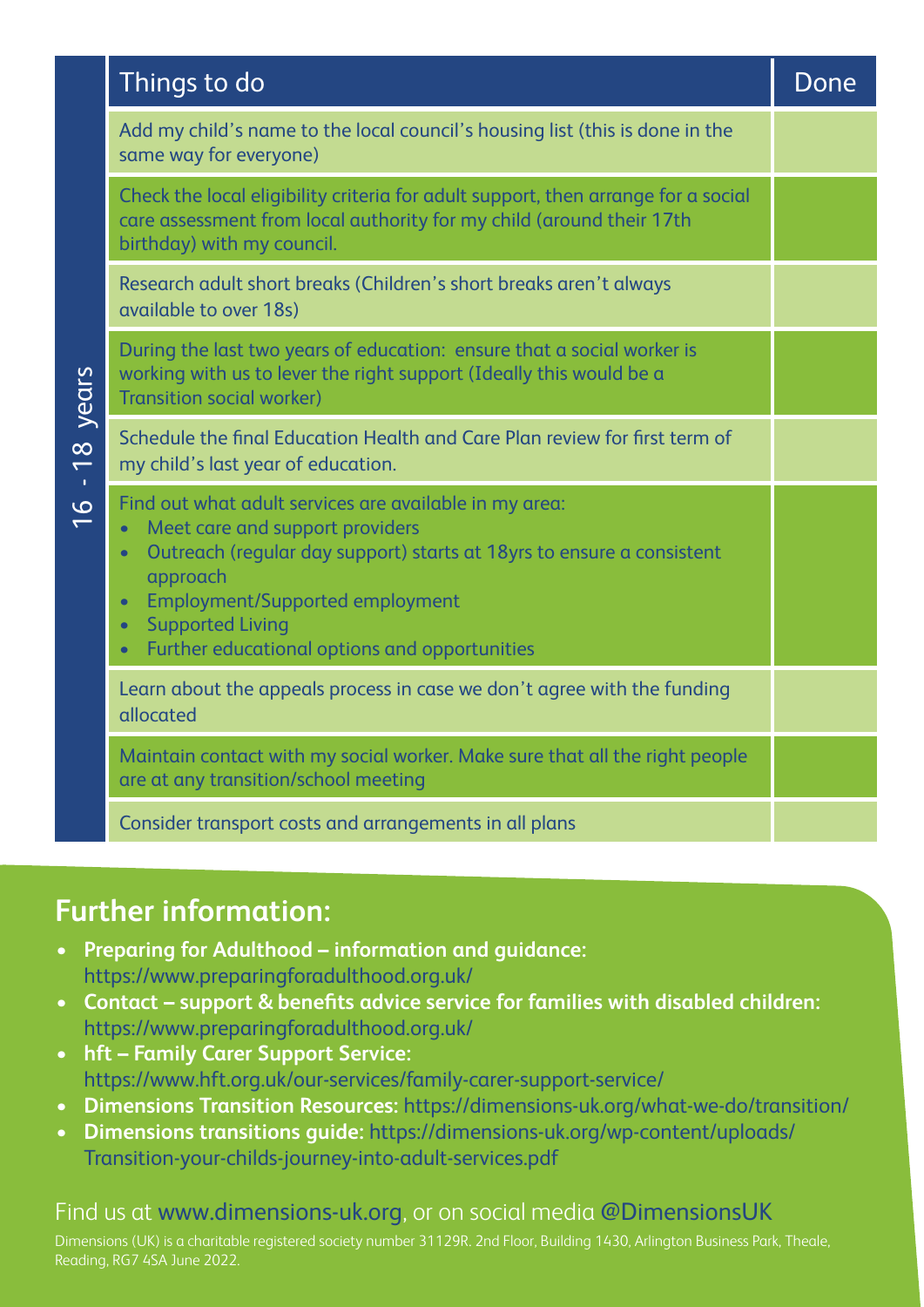| 16 - 18 years | Things to do | Done |
| --- | --- | --- |
| | Add my child's name to the local council's housing list (this is done in the same way for everyone) | |
| | Check the local eligibility criteria for adult support, then arrange for a social care assessment from local authority for my child (around their 17th birthday) with my council. | |
| | Research adult short breaks (Children's short breaks aren't always available to over 18s) | |
| | During the last two years of education: ensure that a social worker is working with us to lever the right support (Ideally this would be a Transition social worker) | |
| | Schedule the final Education Health and Care Plan review for first term of my child's last year of education. | |
| | Find out what adult services are available in my area: <br>• Meet care and support providers <br>• Outreach (regular day support) starts at 18yrs to ensure a consistent approach <br>• Employment/Supported employment <br>• Supported Living <br>• Further educational options and opportunities | |
| | Learn about the appeals process in case we don't agree with the funding allocated | |
| | Maintain contact with my social worker. Make sure that all the right people are at any transition/school meeting | |
| | Consider transport costs and arrangements in all plans | |

## Further information:

- **Preparing for Adulthood – information and guidance:** https://www.preparingforadulthood.org.uk/
- **Contact – support & benefits advice service for families with disabled children:** https://www.preparingforadulthood.org.uk/
- **hft – Family Carer Support Service:** https://www.hft.org.uk/our-services/family-carer-support-service/
- **Dimensions Transition Resources:** https://dimensions-uk.org/what-we-do/transition/
- **Dimensions transitions guide:** https://dimensions-uk.org/wp-content/uploads/Transition-your-childs-journey-into-adult-services.pdf

Find us at www.dimensions-uk.org, or on social media @DimensionsUK

Dimensions (UK) is a charitable registered society number 31129R. 2nd Floor, Building 1430, Arlington Business Park, Theale, Reading, RG7 4SA June 2022.